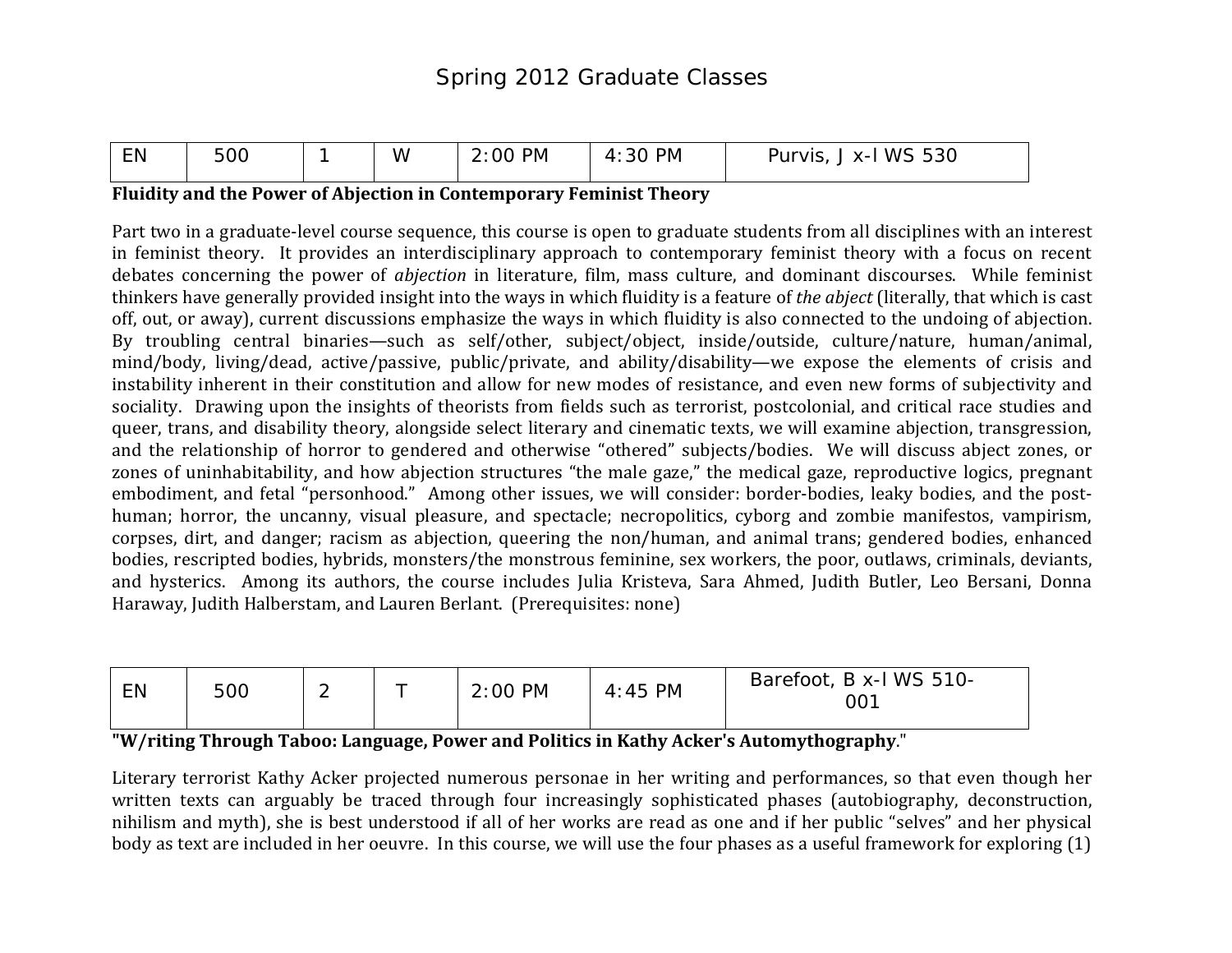# Spring 2012 Graduate Classes

| EN | 500 | 1 | W | 2:00 PM | 4:30 PM | Purvis, J x-l WS 530 |
|---|---|---|---|---|---|---|

**Fluidity and the Power of Abjection in Contemporary Feminist Theory**

Part two in a graduate-level course sequence, this course is open to graduate students from all disciplines with an interest in feminist theory. It provides an interdisciplinary approach to contemporary feminist theory with a focus on recent debates concerning the power of *abjection* in literature, film, mass culture, and dominant discourses. While feminist thinkers have generally provided insight into the ways in which fluidity is a feature of *the abject* (literally, that which is cast off, out, or away), current discussions emphasize the ways in which fluidity is also connected to the undoing of abjection. By troubling central binaries—such as self/other, subject/object, inside/outside, culture/nature, human/animal, mind/body, living/dead, active/passive, public/private, and ability/disability—we expose the elements of crisis and instability inherent in their constitution and allow for new modes of resistance, and even new forms of subjectivity and sociality. Drawing upon the insights of theorists from fields such as terrorist, postcolonial, and critical race studies and queer, trans, and disability theory, alongside select literary and cinematic texts, we will examine abjection, transgression, and the relationship of horror to gendered and otherwise "othered" subjects/bodies. We will discuss abject zones, or zones of uninhabitability, and how abjection structures "the male gaze," the medical gaze, reproductive logics, pregnant embodiment, and fetal "personhood." Among other issues, we will consider: border-bodies, leaky bodies, and the post-human; horror, the uncanny, visual pleasure, and spectacle; necropolitics, cyborg and zombie manifestos, vampirism, corpses, dirt, and danger; racism as abjection, queering the non/human, and animal trans; gendered bodies, enhanced bodies, rescripted bodies, hybrids, monsters/the monstrous feminine, sex workers, the poor, outlaws, criminals, deviants, and hysterics. Among its authors, the course includes Julia Kristeva, Sara Ahmed, Judith Butler, Leo Bersani, Donna Haraway, Judith Halberstam, and Lauren Berlant. (Prerequisites: none)

| EN | 500 | 2 | T | 2:00 PM | 4:45 PM | Barefoot, B x-l WS 510-001 |
|---|---|---|---|---|---|---|

**"W/riting Through Taboo: Language, Power and Politics in Kathy Acker's Automythography**."

Literary terrorist Kathy Acker projected numerous personae in her writing and performances, so that even though her written texts can arguably be traced through four increasingly sophisticated phases (autobiography, deconstruction, nihilism and myth), she is best understood if all of her works are read as one and if her public "selves" and her physical body as text are included in her oeuvre. In this course, we will use the four phases as a useful framework for exploring (1)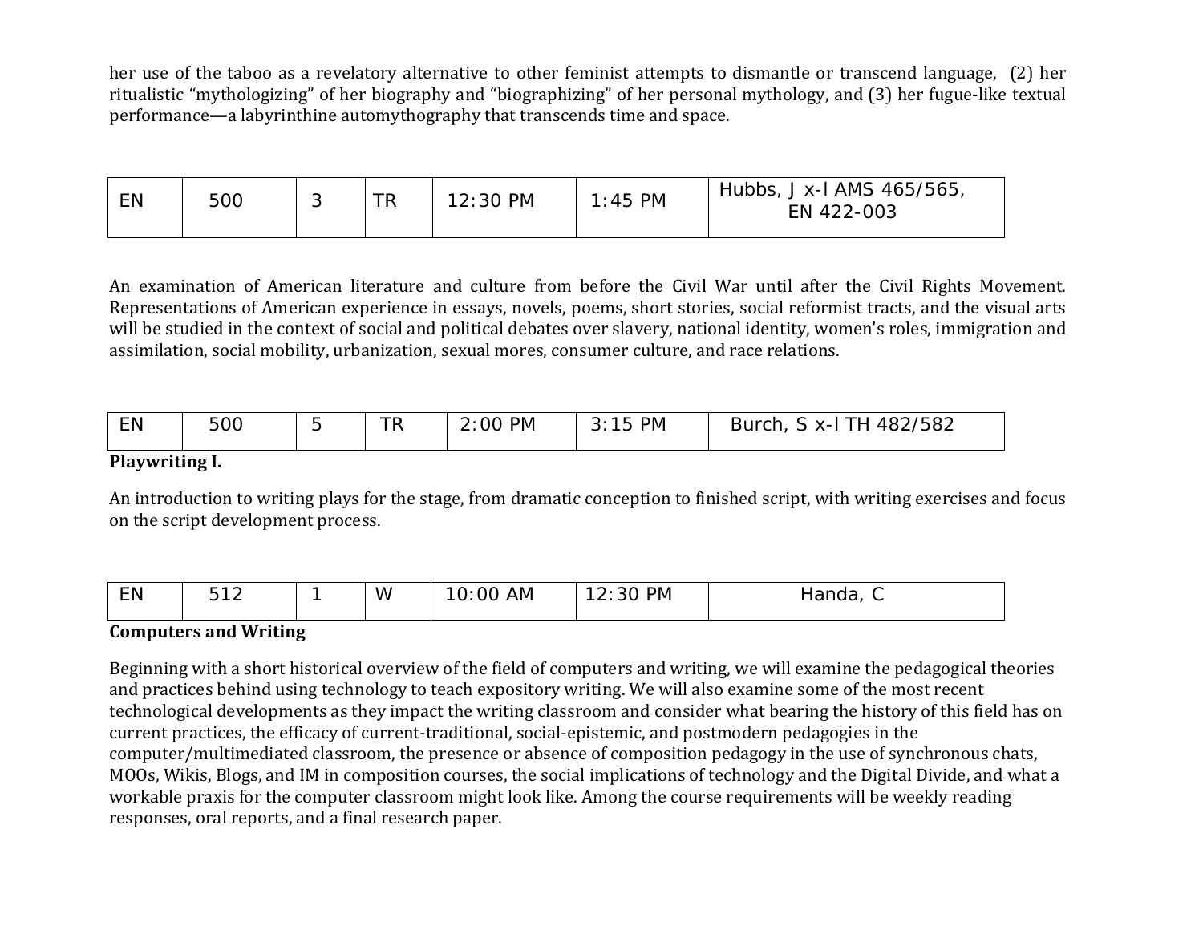her use of the taboo as a revelatory alternative to other feminist attempts to dismantle or transcend language, (2) her ritualistic "mythologizing" of her biography and "biographizing" of her personal mythology, and (3) her fugue-like textual performance—a labyrinthine automythography that transcends time and space.

| EN | 500 | 3 | TR | 12:30 PM | 1:45 PM | Hubbs, J x-l AMS 465/565, EN 422-003 |
|---|---|---|---|---|---|---|

An examination of American literature and culture from before the Civil War until after the Civil Rights Movement. Representations of American experience in essays, novels, poems, short stories, social reformist tracts, and the visual arts will be studied in the context of social and political debates over slavery, national identity, women's roles, immigration and assimilation, social mobility, urbanization, sexual mores, consumer culture, and race relations.

| EN | 500 | 5 | TR | 2:00 PM | 3:15 PM | Burch, S x-l TH 482/582 |
|---|---|---|---|---|---|---|

**Playwriting I.**

An introduction to writing plays for the stage, from dramatic conception to finished script, with writing exercises and focus on the script development process.

| EN | 512 | 1 | W | 10:00 AM | 12:30 PM | Handa, C |
|---|---|---|---|---|---|---|

**Computers and Writing**

Beginning with a short historical overview of the field of computers and writing, we will examine the pedagogical theories and practices behind using technology to teach expository writing. We will also examine some of the most recent technological developments as they impact the writing classroom and consider what bearing the history of this field has on current practices, the efficacy of current-traditional, social-epistemic, and postmodern pedagogies in the computer/multimediated classroom, the presence or absence of composition pedagogy in the use of synchronous chats, MOOs, Wikis, Blogs, and IM in composition courses, the social implications of technology and the Digital Divide, and what a workable praxis for the computer classroom might look like. Among the course requirements will be weekly reading responses, oral reports, and a final research paper.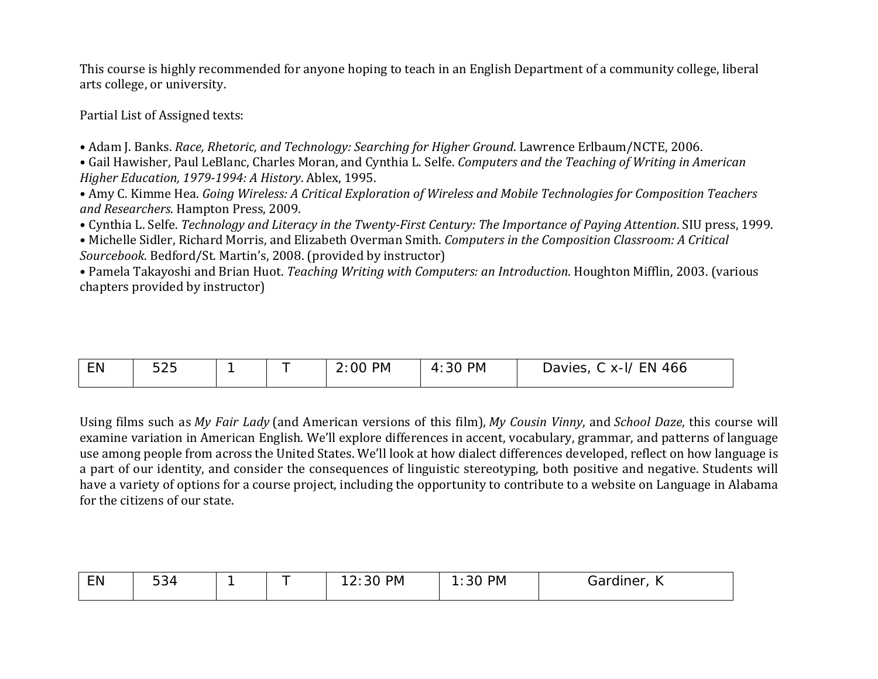This course is highly recommended for anyone hoping to teach in an English Department of a community college, liberal arts college, or university.

Partial List of Assigned texts:

- Adam J. Banks. *Race, Rhetoric, and Technology: Searching for Higher Ground*. Lawrence Erlbaum/NCTE, 2006.
- Gail Hawisher, Paul LeBlanc, Charles Moran, and Cynthia L. Selfe. *Computers and the Teaching of Writing in American Higher Education, 1979-1994: A History*. Ablex, 1995.
- Amy C. Kimme Hea. *Going Wireless: A Critical Exploration of Wireless and Mobile Technologies for Composition Teachers and Researchers*. Hampton Press, 2009.
- Cynthia L. Selfe. *Technology and Literacy in the Twenty-First Century: The Importance of Paying Attention*. SIU press, 1999.
- Michelle Sidler, Richard Morris, and Elizabeth Overman Smith. *Computers in the Composition Classroom: A Critical Sourcebook*. Bedford/St. Martin's, 2008. (provided by instructor)
- Pamela Takayoshi and Brian Huot. *Teaching Writing with Computers: an Introduction*. Houghton Mifflin, 2003. (various chapters provided by instructor)

| EN | 525 | 1 | T | 2:00 PM | 4:30 PM | Davies, C x-l/ EN 466 |
|---|---|---|---|---|---|---|

Using films such as *My Fair Lady* (and American versions of this film), *My Cousin Vinny*, and *School Daze*, this course will examine variation in American English. We'll explore differences in accent, vocabulary, grammar, and patterns of language use among people from across the United States. We'll look at how dialect differences developed, reflect on how language is a part of our identity, and consider the consequences of linguistic stereotyping, both positive and negative. Students will have a variety of options for a course project, including the opportunity to contribute to a website on Language in Alabama for the citizens of our state.

| EN | 534 | 1 | T | 12:30 PM | 1:30 PM | Gardiner, K |
|---|---|---|---|---|---|---|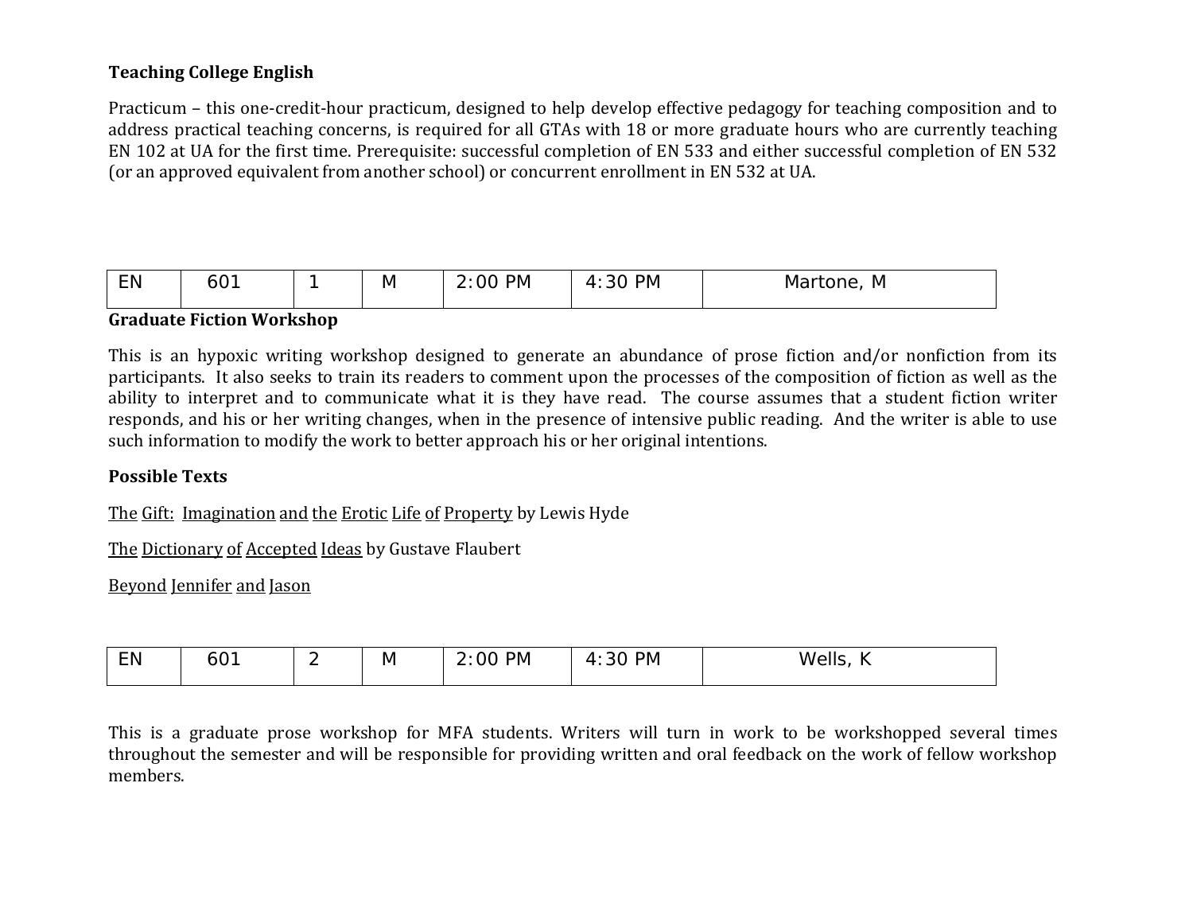**Teaching College English**

Practicum – this one-credit-hour practicum, designed to help develop effective pedagogy for teaching composition and to address practical teaching concerns, is required for all GTAs with 18 or more graduate hours who are currently teaching EN 102 at UA for the first time. Prerequisite: successful completion of EN 533 and either successful completion of EN 532 (or an approved equivalent from another school) or concurrent enrollment in EN 532 at UA.

| EN | 601 | 1 | M | 2:00 PM | 4:30 PM | Martone, M |
|---|---|---|---|---|---|---|

**Graduate Fiction Workshop**

This is an hypoxic writing workshop designed to generate an abundance of prose fiction and/or nonfiction from its participants. It also seeks to train its readers to comment upon the processes of the composition of fiction as well as the ability to interpret and to communicate what it is they have read. The course assumes that a student fiction writer responds, and his or her writing changes, when in the presence of intensive public reading. And the writer is able to use such information to modify the work to better approach his or her original intentions.

**Possible Texts**

<u>The Gift: Imagination and the Erotic Life of Property</u> by Lewis Hyde

<u>The Dictionary of Accepted Ideas</u> by Gustave Flaubert

<u>Beyond Jennifer and Jason</u>

| EN | 601 | 2 | M | 2:00 PM | 4:30 PM | Wells, K |
|---|---|---|---|---|---|---|

This is a graduate prose workshop for MFA students. Writers will turn in work to be workshopped several times throughout the semester and will be responsible for providing written and oral feedback on the work of fellow workshop members.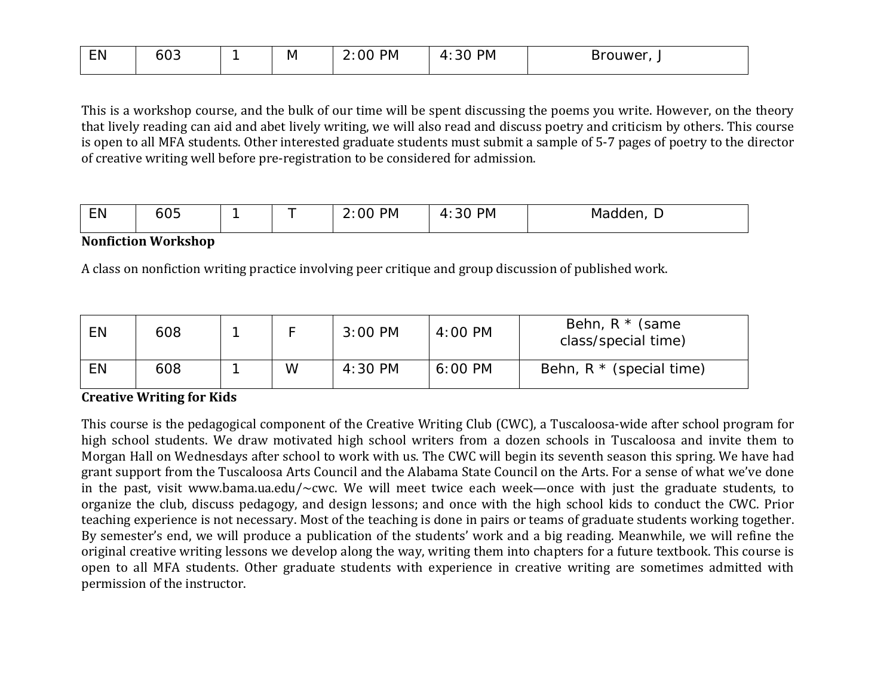| EN | 603 | 1 | M | 2:00 PM | 4:30 PM | Brouwer, J |
|---|---|---|---|---|---|---|

This is a workshop course, and the bulk of our time will be spent discussing the poems you write. However, on the theory that lively reading can aid and abet lively writing, we will also read and discuss poetry and criticism by others. This course is open to all MFA students. Other interested graduate students must submit a sample of 5-7 pages of poetry to the director of creative writing well before pre-registration to be considered for admission.

| EN | 605 | 1 | T | 2:00 PM | 4:30 PM | Madden, D |
|---|---|---|---|---|---|---|

**Nonfiction Workshop**

A class on nonfiction writing practice involving peer critique and group discussion of published work.

| EN | 608 | 1 | F | 3:00 PM | 4:00 PM | Behn, R * (same class/special time) |
|---|---|---|---|---|---|---|
| EN | 608 | 1 | W | 4:30 PM | 6:00 PM | Behn, R * (special time) |

**Creative Writing for Kids**

This course is the pedagogical component of the Creative Writing Club (CWC), a Tuscaloosa-wide after school program for high school students. We draw motivated high school writers from a dozen schools in Tuscaloosa and invite them to Morgan Hall on Wednesdays after school to work with us. The CWC will begin its seventh season this spring. We have had grant support from the Tuscaloosa Arts Council and the Alabama State Council on the Arts. For a sense of what we've done in the past, visit www.bama.ua.edu/~cwc. We will meet twice each week—once with just the graduate students, to organize the club, discuss pedagogy, and design lessons; and once with the high school kids to conduct the CWC. Prior teaching experience is not necessary. Most of the teaching is done in pairs or teams of graduate students working together. By semester's end, we will produce a publication of the students' work and a big reading. Meanwhile, we will refine the original creative writing lessons we develop along the way, writing them into chapters for a future textbook. This course is open to all MFA students. Other graduate students with experience in creative writing are sometimes admitted with permission of the instructor.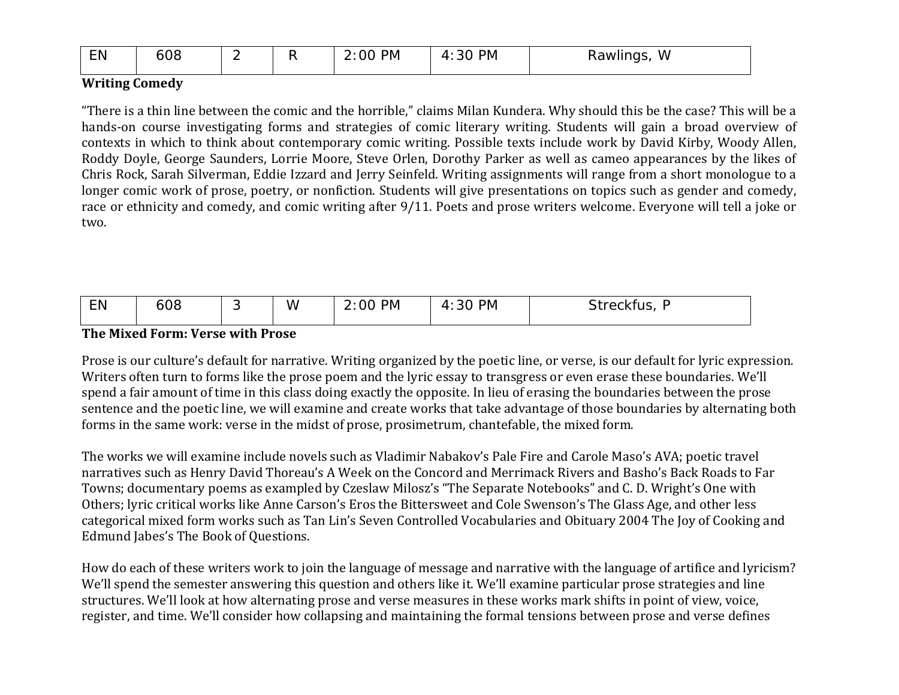| EN | 608 | 2 | R | 2:00 PM | 4:30 PM | Rawlings, W |
|---|---|---|---|---|---|---|

**Writing Comedy**

"There is a thin line between the comic and the horrible," claims Milan Kundera. Why should this be the case? This will be a hands-on course investigating forms and strategies of comic literary writing. Students will gain a broad overview of contexts in which to think about contemporary comic writing. Possible texts include work by David Kirby, Woody Allen, Roddy Doyle, George Saunders, Lorrie Moore, Steve Orlen, Dorothy Parker as well as cameo appearances by the likes of Chris Rock, Sarah Silverman, Eddie Izzard and Jerry Seinfeld. Writing assignments will range from a short monologue to a longer comic work of prose, poetry, or nonfiction. Students will give presentations on topics such as gender and comedy, race or ethnicity and comedy, and comic writing after 9/11. Poets and prose writers welcome. Everyone will tell a joke or two.

| EN | 608 | 3 | W | 2:00 PM | 4:30 PM | Streckfus, P |
|---|---|---|---|---|---|---|

**The Mixed Form: Verse with Prose**

Prose is our culture's default for narrative. Writing organized by the poetic line, or verse, is our default for lyric expression. Writers often turn to forms like the prose poem and the lyric essay to transgress or even erase these boundaries. We'll spend a fair amount of time in this class doing exactly the opposite. In lieu of erasing the boundaries between the prose sentence and the poetic line, we will examine and create works that take advantage of those boundaries by alternating both forms in the same work: verse in the midst of prose, prosimetrum, chantefable, the mixed form.

The works we will examine include novels such as Vladimir Nabakov's Pale Fire and Carole Maso's AVA; poetic travel narratives such as Henry David Thoreau's A Week on the Concord and Merrimack Rivers and Basho's Back Roads to Far Towns; documentary poems as exampled by Czeslaw Milosz's "The Separate Notebooks" and C. D. Wright's One with Others; lyric critical works like Anne Carson's Eros the Bittersweet and Cole Swenson's The Glass Age, and other less categorical mixed form works such as Tan Lin's Seven Controlled Vocabularies and Obituary 2004 The Joy of Cooking and Edmund Jabes's The Book of Questions.

How do each of these writers work to join the language of message and narrative with the language of artifice and lyricism? We'll spend the semester answering this question and others like it. We'll examine particular prose strategies and line structures. We'll look at how alternating prose and verse measures in these works mark shifts in point of view, voice, register, and time. We'll consider how collapsing and maintaining the formal tensions between prose and verse defines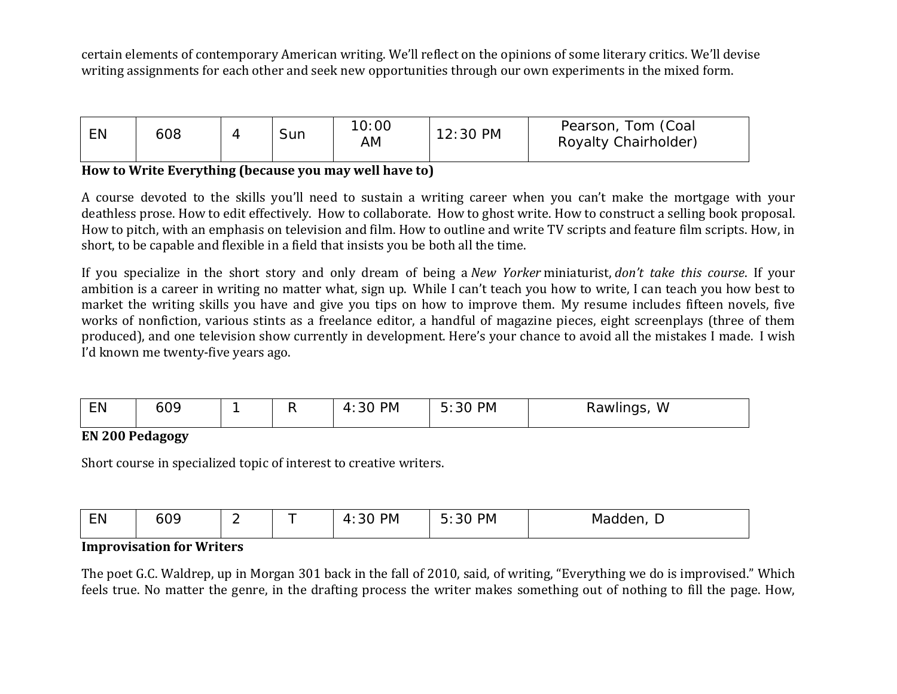certain elements of contemporary American writing. We'll reflect on the opinions of some literary critics. We'll devise writing assignments for each other and seek new opportunities through our own experiments in the mixed form.

| EN | 608 | 4 | Sun | 10:00 AM | 12:30 PM | Pearson, Tom (Coal Royalty Chairholder) |
|---|---|---|---|---|---|---|

**How to Write Everything (because you may well have to)**

A course devoted to the skills you'll need to sustain a writing career when you can't make the mortgage with your deathless prose. How to edit effectively. How to collaborate. How to ghost write. How to construct a selling book proposal. How to pitch, with an emphasis on television and film. How to outline and write TV scripts and feature film scripts. How, in short, to be capable and flexible in a field that insists you be both all the time.

If you specialize in the short story and only dream of being a *New Yorker* miniaturist, *don't take this course*. If your ambition is a career in writing no matter what, sign up. While I can't teach you how to write, I can teach you how best to market the writing skills you have and give you tips on how to improve them. My resume includes fifteen novels, five works of nonfiction, various stints as a freelance editor, a handful of magazine pieces, eight screenplays (three of them produced), and one television show currently in development. Here's your chance to avoid all the mistakes I made. I wish I'd known me twenty-five years ago.

| EN | 609 | 1 | R | 4:30 PM | 5:30 PM | Rawlings, W |
|---|---|---|---|---|---|---|

**EN 200 Pedagogy**

Short course in specialized topic of interest to creative writers.

| EN | 609 | 2 | T | 4:30 PM | 5:30 PM | Madden, D |
|---|---|---|---|---|---|---|

**Improvisation for Writers**

The poet G.C. Waldrep, up in Morgan 301 back in the fall of 2010, said, of writing, "Everything we do is improvised." Which feels true. No matter the genre, in the drafting process the writer makes something out of nothing to fill the page. How,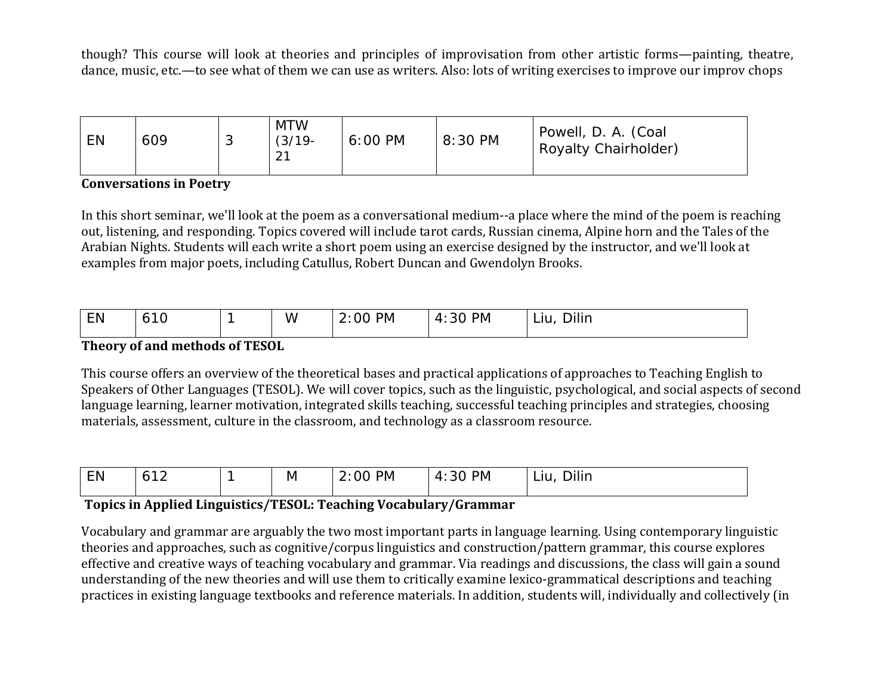though? This course will look at theories and principles of improvisation from other artistic forms—painting, theatre, dance, music, etc.—to see what of them we can use as writers. Also: lots of writing exercises to improve our improv chops

| EN | 609 | 3 | MTW (3/19-21 | 6:00 PM | 8:30 PM | Powell, D. A. (Coal Royalty Chairholder) |
|---|---|---|---|---|---|---|

**Conversations in Poetry**

In this short seminar, we'll look at the poem as a conversational medium--a place where the mind of the poem is reaching out, listening, and responding. Topics covered will include tarot cards, Russian cinema, Alpine horn and the Tales of the Arabian Nights. Students will each write a short poem using an exercise designed by the instructor, and we'll look at examples from major poets, including Catullus, Robert Duncan and Gwendolyn Brooks.

| EN | 610 | 1 | W | 2:00 PM | 4:30 PM | Liu, Dilin |
|---|---|---|---|---|---|---|

**Theory of and methods of TESOL**

This course offers an overview of the theoretical bases and practical applications of approaches to Teaching English to Speakers of Other Languages (TESOL). We will cover topics, such as the linguistic, psychological, and social aspects of second language learning, learner motivation, integrated skills teaching, successful teaching principles and strategies, choosing materials, assessment, culture in the classroom, and technology as a classroom resource.

| EN | 612 | 1 | M | 2:00 PM | 4:30 PM | Liu, Dilin |
|---|---|---|---|---|---|---|

**Topics in Applied Linguistics/TESOL: Teaching Vocabulary/Grammar**

Vocabulary and grammar are arguably the two most important parts in language learning. Using contemporary linguistic theories and approaches, such as cognitive/corpus linguistics and construction/pattern grammar, this course explores effective and creative ways of teaching vocabulary and grammar. Via readings and discussions, the class will gain a sound understanding of the new theories and will use them to critically examine lexico-grammatical descriptions and teaching practices in existing language textbooks and reference materials. In addition, students will, individually and collectively (in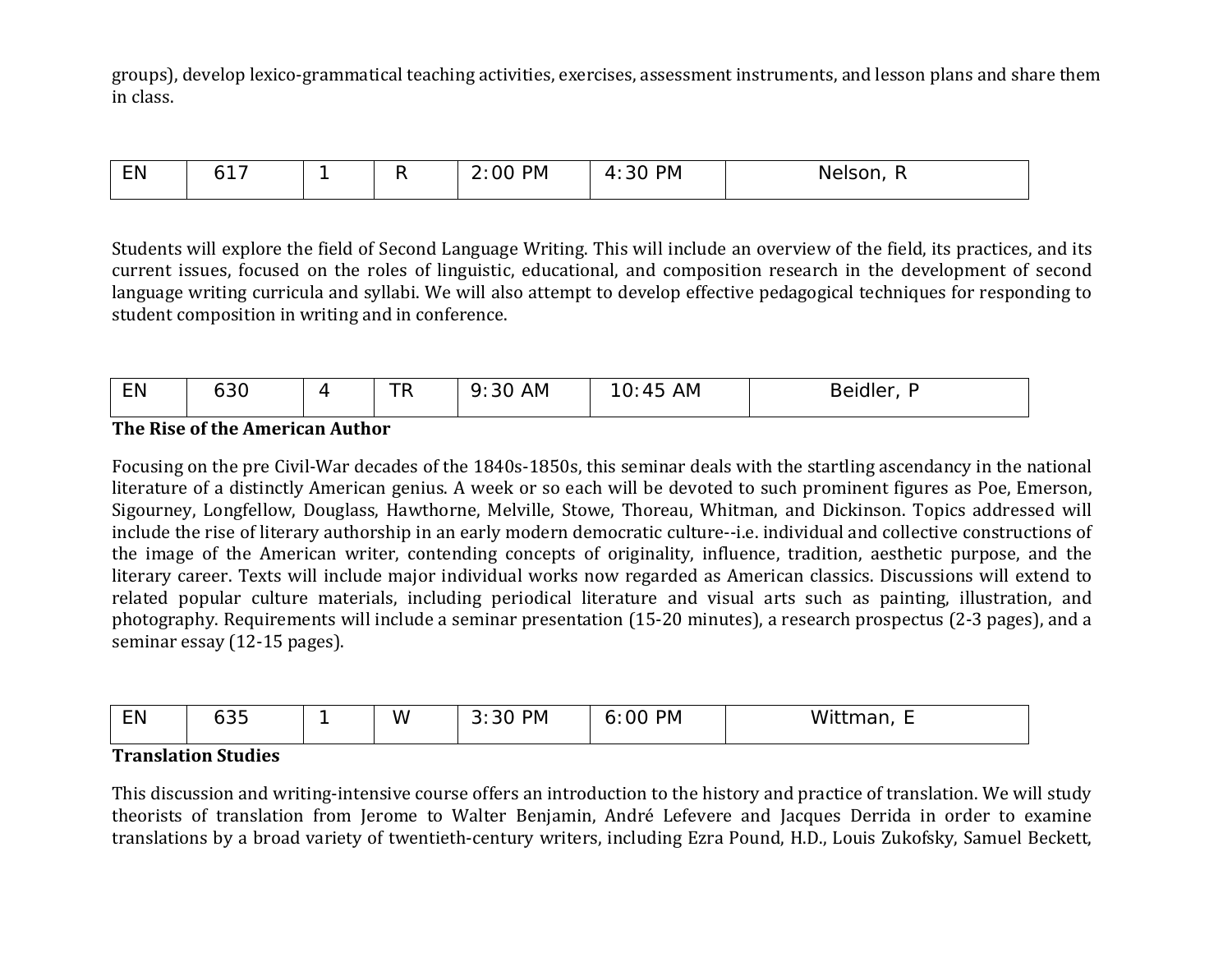groups), develop lexico-grammatical teaching activities, exercises, assessment instruments, and lesson plans and share them in class.

| EN | 617 | 1 | R | 2:00 PM | 4:30 PM | Nelson, R |
|---|---|---|---|---|---|---|

Students will explore the field of Second Language Writing. This will include an overview of the field, its practices, and its current issues, focused on the roles of linguistic, educational, and composition research in the development of second language writing curricula and syllabi. We will also attempt to develop effective pedagogical techniques for responding to student composition in writing and in conference.

| EN | 630 | 4 | TR | 9:30 AM | 10:45 AM | Beidler, P |
|---|---|---|---|---|---|---|

**The Rise of the American Author**

Focusing on the pre Civil-War decades of the 1840s-1850s, this seminar deals with the startling ascendancy in the national literature of a distinctly American genius. A week or so each will be devoted to such prominent figures as Poe, Emerson, Sigourney, Longfellow, Douglass, Hawthorne, Melville, Stowe, Thoreau, Whitman, and Dickinson. Topics addressed will include the rise of literary authorship in an early modern democratic culture--i.e. individual and collective constructions of the image of the American writer, contending concepts of originality, influence, tradition, aesthetic purpose, and the literary career. Texts will include major individual works now regarded as American classics. Discussions will extend to related popular culture materials, including periodical literature and visual arts such as painting, illustration, and photography. Requirements will include a seminar presentation (15-20 minutes), a research prospectus (2-3 pages), and a seminar essay (12-15 pages).

| EN | 635 | 1 | W | 3:30 PM | 6:00 PM | Wittman, E |
|---|---|---|---|---|---|---|

**Translation Studies**

This discussion and writing-intensive course offers an introduction to the history and practice of translation. We will study theorists of translation from Jerome to Walter Benjamin, André Lefevere and Jacques Derrida in order to examine translations by a broad variety of twentieth-century writers, including Ezra Pound, H.D., Louis Zukofsky, Samuel Beckett,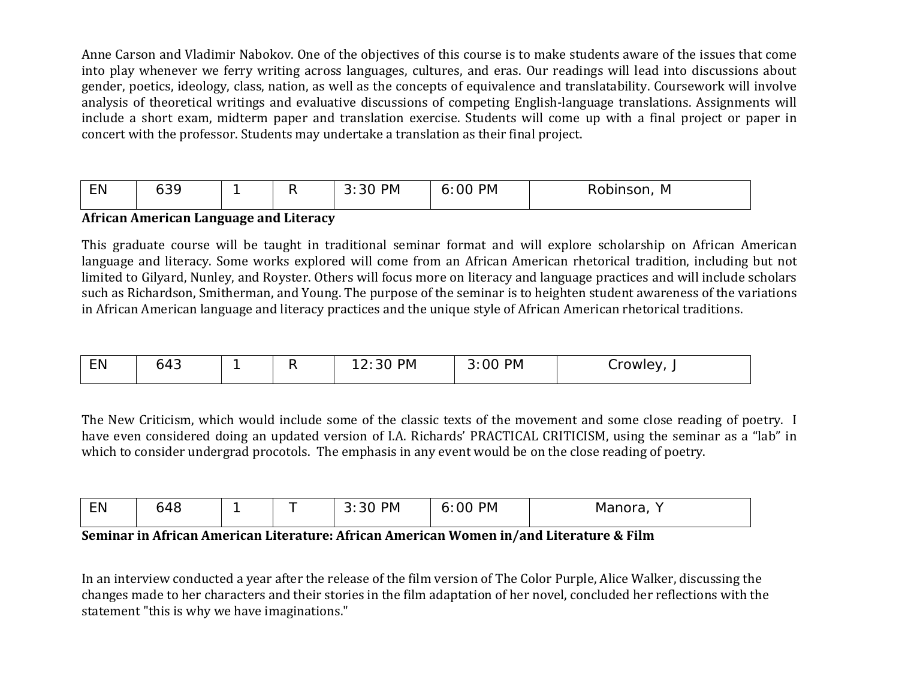Anne Carson and Vladimir Nabokov. One of the objectives of this course is to make students aware of the issues that come into play whenever we ferry writing across languages, cultures, and eras. Our readings will lead into discussions about gender, poetics, ideology, class, nation, as well as the concepts of equivalence and translatability. Coursework will involve analysis of theoretical writings and evaluative discussions of competing English-language translations. Assignments will include a short exam, midterm paper and translation exercise. Students will come up with a final project or paper in concert with the professor. Students may undertake a translation as their final project.

| EN | 639 | 1 | R | 3:30 PM | 6:00 PM | Robinson, M |
|---|---|---|---|---|---|---|

**African American Language and Literacy**

This graduate course will be taught in traditional seminar format and will explore scholarship on African American language and literacy. Some works explored will come from an African American rhetorical tradition, including but not limited to Gilyard, Nunley, and Royster. Others will focus more on literacy and language practices and will include scholars such as Richardson, Smitherman, and Young. The purpose of the seminar is to heighten student awareness of the variations in African American language and literacy practices and the unique style of African American rhetorical traditions.

| EN | 643 | 1 | R | 12:30 PM | 3:00 PM | Crowley, J |
|---|---|---|---|---|---|---|

The New Criticism, which would include some of the classic texts of the movement and some close reading of poetry. I have even considered doing an updated version of I.A. Richards' PRACTICAL CRITICISM, using the seminar as a "lab" in which to consider undergrad procotols. The emphasis in any event would be on the close reading of poetry.

| EN | 648 | 1 | T | 3:30 PM | 6:00 PM | Manora, Y |
|---|---|---|---|---|---|---|

**Seminar in African American Literature: African American Women in/and Literature & Film**

In an interview conducted a year after the release of the film version of The Color Purple, Alice Walker, discussing the changes made to her characters and their stories in the film adaptation of her novel, concluded her reflections with the statement "this is why we have imaginations."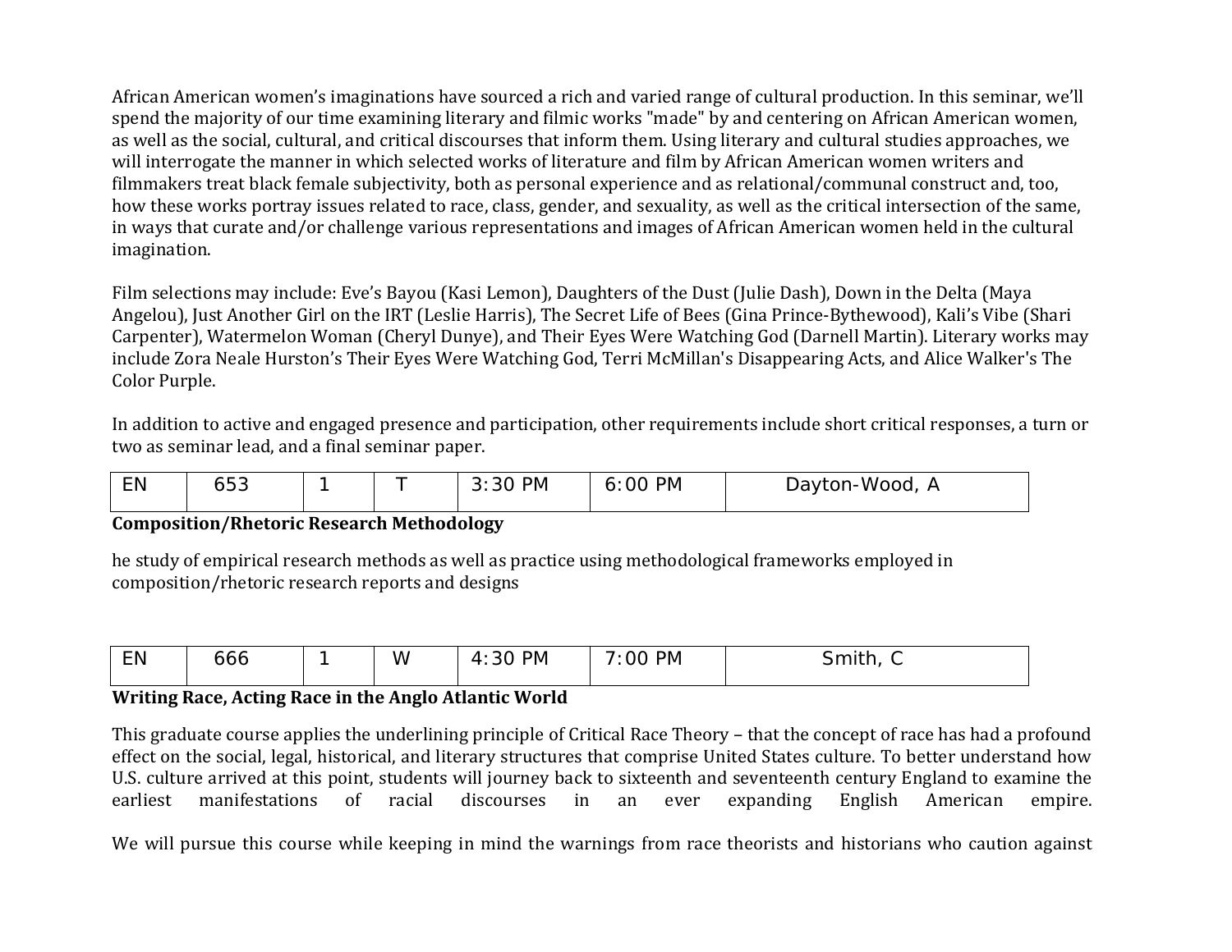African American women's imaginations have sourced a rich and varied range of cultural production. In this seminar, we'll spend the majority of our time examining literary and filmic works "made" by and centering on African American women, as well as the social, cultural, and critical discourses that inform them. Using literary and cultural studies approaches, we will interrogate the manner in which selected works of literature and film by African American women writers and filmmakers treat black female subjectivity, both as personal experience and as relational/communal construct and, too, how these works portray issues related to race, class, gender, and sexuality, as well as the critical intersection of the same, in ways that curate and/or challenge various representations and images of African American women held in the cultural imagination.

Film selections may include: Eve's Bayou (Kasi Lemon), Daughters of the Dust (Julie Dash), Down in the Delta (Maya Angelou), Just Another Girl on the IRT (Leslie Harris), The Secret Life of Bees (Gina Prince-Bythewood), Kali's Vibe (Shari Carpenter), Watermelon Woman (Cheryl Dunye), and Their Eyes Were Watching God (Darnell Martin). Literary works may include Zora Neale Hurston's Their Eyes Were Watching God, Terri McMillan's Disappearing Acts, and Alice Walker's The Color Purple.

In addition to active and engaged presence and participation, other requirements include short critical responses, a turn or two as seminar lead, and a final seminar paper.

| EN | 653 | 1 | T | 3:30 PM | 6:00 PM | Dayton-Wood, A |
|---|---|---|---|---|---|---|

**Composition/Rhetoric Research Methodology**

he study of empirical research methods as well as practice using methodological frameworks employed in composition/rhetoric research reports and designs

| EN | 666 | 1 | W | 4:30 PM | 7:00 PM | Smith, C |
|---|---|---|---|---|---|---|

**Writing Race, Acting Race in the Anglo Atlantic World**

This graduate course applies the underlining principle of Critical Race Theory – that the concept of race has had a profound effect on the social, legal, historical, and literary structures that comprise United States culture. To better understand how U.S. culture arrived at this point, students will journey back to sixteenth and seventeenth century England to examine the earliest manifestations of racial discourses in an ever expanding English American empire.

We will pursue this course while keeping in mind the warnings from race theorists and historians who caution against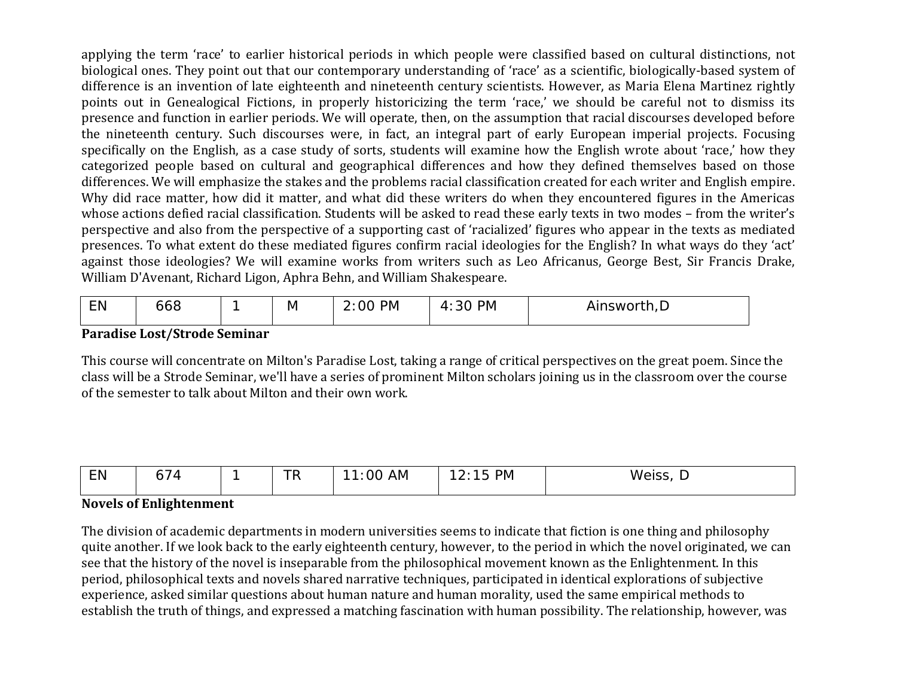applying the term 'race' to earlier historical periods in which people were classified based on cultural distinctions, not biological ones. They point out that our contemporary understanding of 'race' as a scientific, biologically-based system of difference is an invention of late eighteenth and nineteenth century scientists. However, as Maria Elena Martinez rightly points out in Genealogical Fictions, in properly historicizing the term 'race,' we should be careful not to dismiss its presence and function in earlier periods. We will operate, then, on the assumption that racial discourses developed before the nineteenth century. Such discourses were, in fact, an integral part of early European imperial projects. Focusing specifically on the English, as a case study of sorts, students will examine how the English wrote about 'race,' how they categorized people based on cultural and geographical differences and how they defined themselves based on those differences. We will emphasize the stakes and the problems racial classification created for each writer and English empire. Why did race matter, how did it matter, and what did these writers do when they encountered figures in the Americas whose actions defied racial classification. Students will be asked to read these early texts in two modes – from the writer's perspective and also from the perspective of a supporting cast of 'racialized' figures who appear in the texts as mediated presences. To what extent do these mediated figures confirm racial ideologies for the English? In what ways do they 'act' against those ideologies? We will examine works from writers such as Leo Africanus, George Best, Sir Francis Drake, William D'Avenant, Richard Ligon, Aphra Behn, and William Shakespeare.

| EN | 668 | 1 | M | 2:00 PM | 4:30 PM | Ainsworth,D |
|---|---|---|---|---|---|---|

**Paradise Lost/Strode Seminar**

This course will concentrate on Milton's Paradise Lost, taking a range of critical perspectives on the great poem. Since the class will be a Strode Seminar, we'll have a series of prominent Milton scholars joining us in the classroom over the course of the semester to talk about Milton and their own work.

| EN | 674 | 1 | TR | 11:00 AM | 12:15 PM | Weiss, D |
|---|---|---|---|---|---|---|

**Novels of Enlightenment**

The division of academic departments in modern universities seems to indicate that fiction is one thing and philosophy quite another. If we look back to the early eighteenth century, however, to the period in which the novel originated, we can see that the history of the novel is inseparable from the philosophical movement known as the Enlightenment. In this period, philosophical texts and novels shared narrative techniques, participated in identical explorations of subjective experience, asked similar questions about human nature and human morality, used the same empirical methods to establish the truth of things, and expressed a matching fascination with human possibility. The relationship, however, was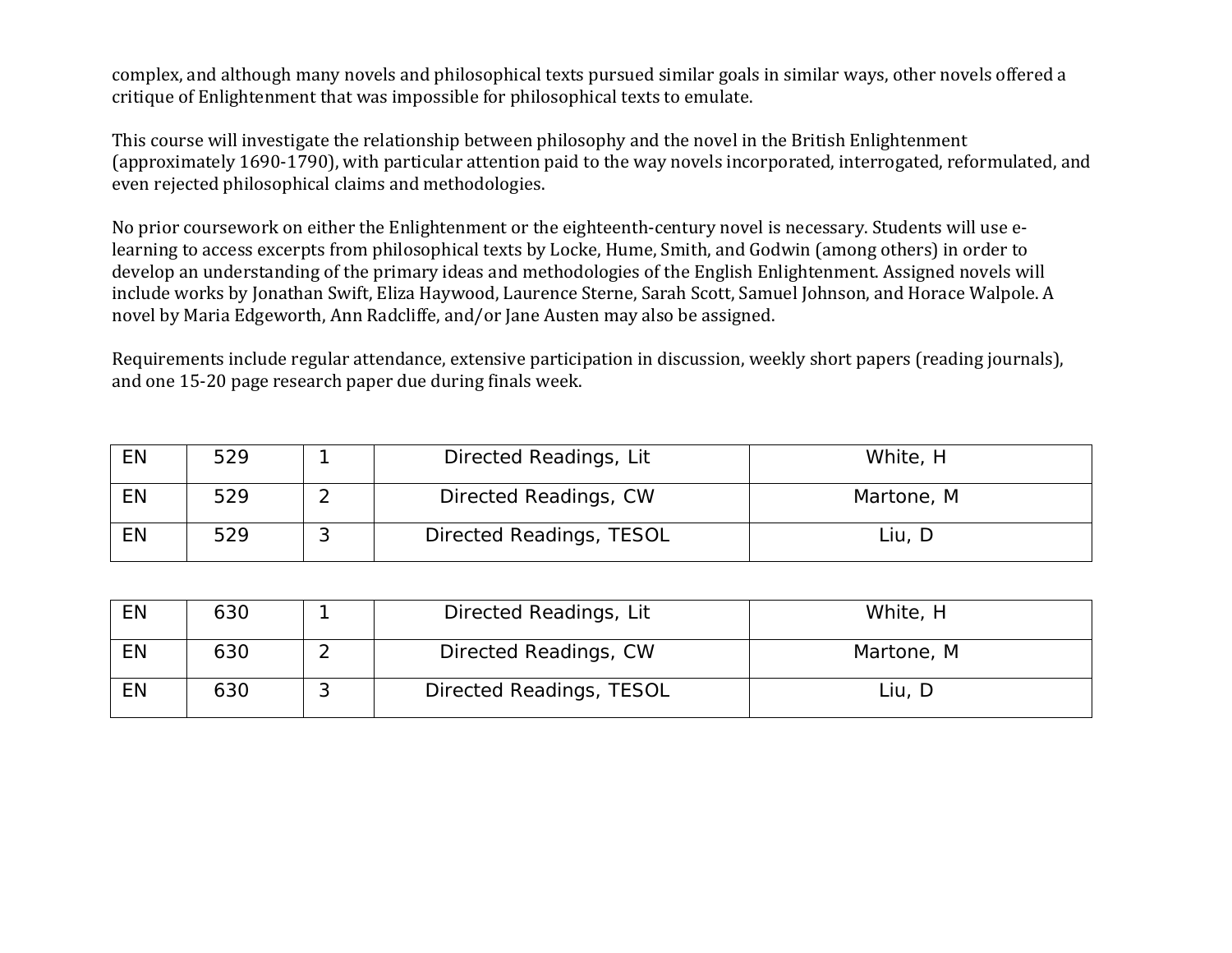complex, and although many novels and philosophical texts pursued similar goals in similar ways, other novels offered a critique of Enlightenment that was impossible for philosophical texts to emulate.

This course will investigate the relationship between philosophy and the novel in the British Enlightenment (approximately 1690-1790), with particular attention paid to the way novels incorporated, interrogated, reformulated, and even rejected philosophical claims and methodologies.

No prior coursework on either the Enlightenment or the eighteenth-century novel is necessary. Students will use e-learning to access excerpts from philosophical texts by Locke, Hume, Smith, and Godwin (among others) in order to develop an understanding of the primary ideas and methodologies of the English Enlightenment. Assigned novels will include works by Jonathan Swift, Eliza Haywood, Laurence Sterne, Sarah Scott, Samuel Johnson, and Horace Walpole. A novel by Maria Edgeworth, Ann Radcliffe, and/or Jane Austen may also be assigned.

Requirements include regular attendance, extensive participation in discussion, weekly short papers (reading journals), and one 15-20 page research paper due during finals week.

| | | | | |
|---|---|---|---|---|
| EN | 529 | 1 | Directed Readings, Lit | White, H |
| EN | 529 | 2 | Directed Readings, CW | Martone, M |
| EN | 529 | 3 | Directed Readings, TESOL | Liu, D |

| | | | | |
|---|---|---|---|---|
| EN | 630 | 1 | Directed Readings, Lit | White, H |
| EN | 630 | 2 | Directed Readings, CW | Martone, M |
| EN | 630 | 3 | Directed Readings, TESOL | Liu, D |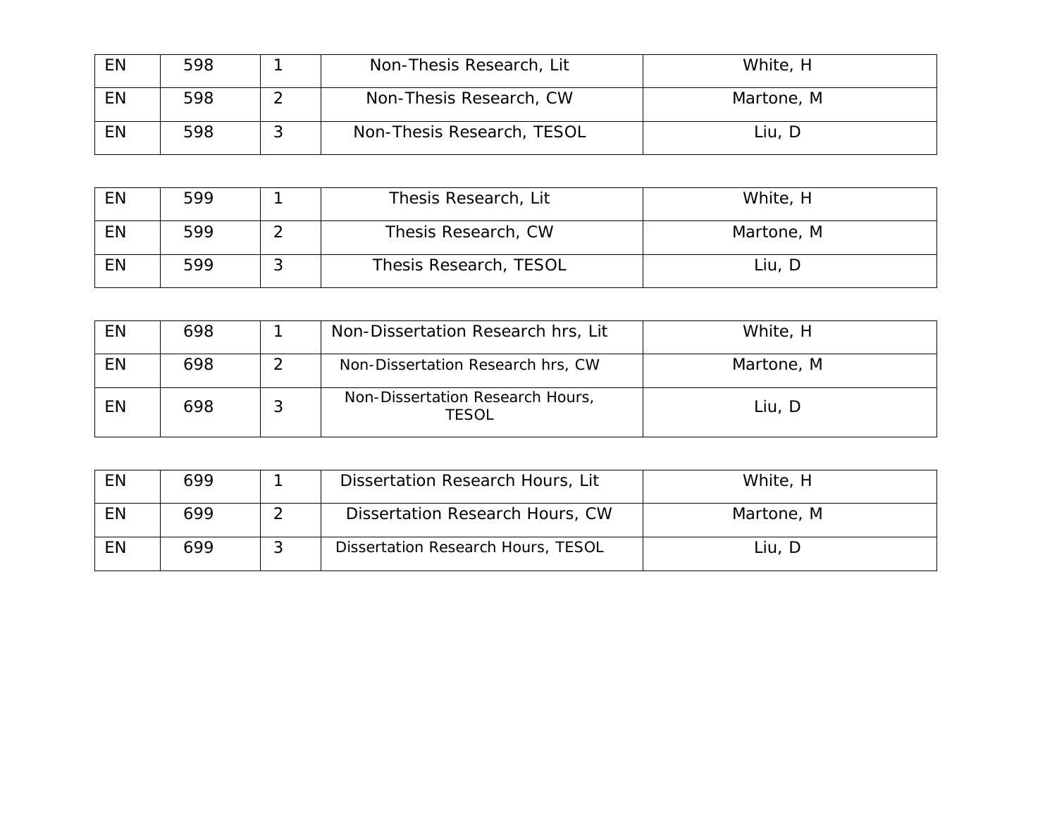| | | | | |
|---|---|---|---|---|
| EN | 598 | 1 | Non-Thesis Research, Lit | White, H |
| EN | 598 | 2 | Non-Thesis Research, CW | Martone, M |
| EN | 598 | 3 | Non-Thesis Research, TESOL | Liu, D |

| | | | | |
|---|---|---|---|---|
| EN | 599 | 1 | Thesis Research, Lit | White, H |
| EN | 599 | 2 | Thesis Research, CW | Martone, M |
| EN | 599 | 3 | Thesis Research, TESOL | Liu, D |

| | | | | |
|---|---|---|---|---|
| EN | 698 | 1 | Non-Dissertation Research hrs, Lit | White, H |
| EN | 698 | 2 | Non-Dissertation Research hrs, CW | Martone, M |
| EN | 698 | 3 | Non-Dissertation Research Hours, TESOL | Liu, D |

| | | | | |
|---|---|---|---|---|
| EN | 699 | 1 | Dissertation Research Hours, Lit | White, H |
| EN | 699 | 2 | Dissertation Research Hours, CW | Martone, M |
| EN | 699 | 3 | Dissertation Research Hours, TESOL | Liu, D |